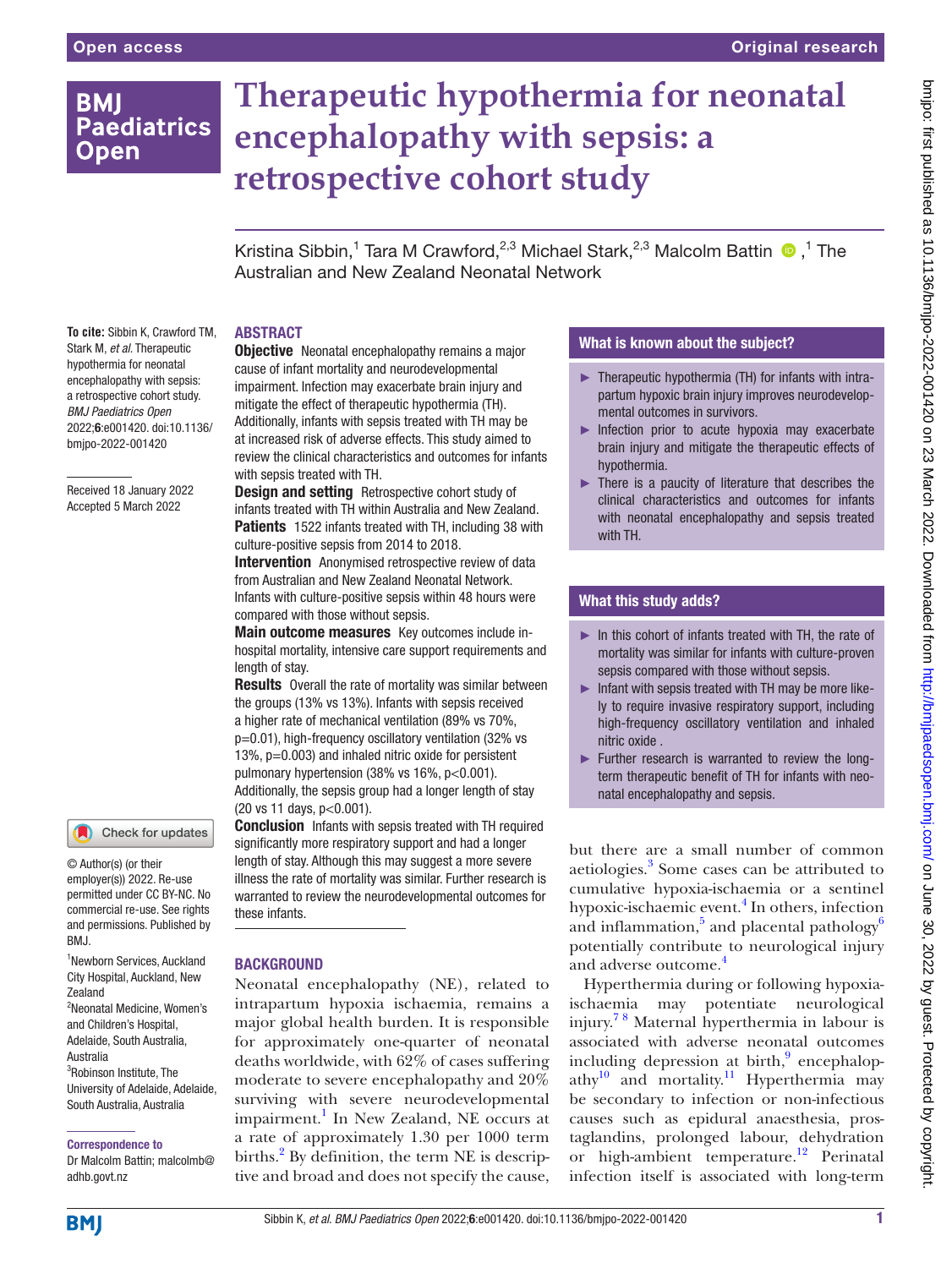# Therapeutic hypothermia for neonatal encephalopathy with sepsis: a retrospective cohort study

Kristina Sibbin,[1] Tara M Crawford,[2,3] Michael Stark,[2,3] Malcolm Battin,[1] The Australian and New Zealand Neonatal Network

**To cite:** Sibbin K, Crawford TM, Stark M, *et al*. Therapeutic hypothermia for neonatal encephalopathy with sepsis: a retrospective cohort study. *BMJ Paediatrics Open* 2022;**6**:e001420. doi:10.1136/bmjpo-2022-001420

Received 18 January 2022
Accepted 5 March 2022

© Author(s) (or their employer(s)) 2022. Re-use permitted under CC BY-NC. No commercial re-use. See rights and permissions. Published by BMJ.

[1]Newborn Services, Auckland City Hospital, Auckland, New Zealand
[2]Neonatal Medicine, Women's and Children's Hospital, Adelaide, South Australia, Australia
[3]Robinson Institute, The University of Adelaide, Adelaide, South Australia, Australia

**Correspondence to**
Dr Malcolm Battin; malcolmb@adhb.govt.nz

## ABSTRACT

**Objective** Neonatal encephalopathy remains a major cause of infant mortality and neurodevelopmental impairment. Infection may exacerbate brain injury and mitigate the effect of therapeutic hypothermia (TH). Additionally, infants with sepsis treated with TH may be at increased risk of adverse effects. This study aimed to review the clinical characteristics and outcomes for infants with sepsis treated with TH.

**Design and setting** Retrospective cohort study of infants treated with TH within Australia and New Zealand.

**Patients** 1522 infants treated with TH, including 38 with culture-positive sepsis from 2014 to 2018.

**Intervention** Anonymised retrospective review of data from Australian and New Zealand Neonatal Network. Infants with culture-positive sepsis within 48 hours were compared with those without sepsis.

**Main outcome measures** Key outcomes include in-hospital mortality, intensive care support requirements and length of stay.

**Results** Overall the rate of mortality was similar between the groups (13% vs 13%). Infants with sepsis received a higher rate of mechanical ventilation (89% vs 70%, p=0.01), high-frequency oscillatory ventilation (32% vs 13%, p=0.003) and inhaled nitric oxide for persistent pulmonary hypertension (38% vs 16%, p<0.001). Additionally, the sepsis group had a longer length of stay (20 vs 11 days, p<0.001).

**Conclusion** Infants with sepsis treated with TH required significantly more respiratory support and had a longer length of stay. Although this may suggest a more severe illness the rate of mortality was similar. Further research is warranted to review the neurodevelopmental outcomes for these infants.

### What is known about the subject?

- Therapeutic hypothermia (TH) for infants with intrapartum hypoxic brain injury improves neurodevelopmental outcomes in survivors.
- Infection prior to acute hypoxia may exacerbate brain injury and mitigate the therapeutic effects of hypothermia.
- There is a paucity of literature that describes the clinical characteristics and outcomes for infants with neonatal encephalopathy and sepsis treated with TH.

### What this study adds?

- In this cohort of infants treated with TH, the rate of mortality was similar for infants with culture-proven sepsis compared with those without sepsis.
- Infant with sepsis treated with TH may be more likely to require invasive respiratory support, including high-frequency oscillatory ventilation and inhaled nitric oxide .
- Further research is warranted to review the long-term therapeutic benefit of TH for infants with neonatal encephalopathy and sepsis.

## BACKGROUND

Neonatal encephalopathy (NE), related to intrapartum hypoxia ischaemia, remains a major global health burden. It is responsible for approximately one-quarter of neonatal deaths worldwide, with 62% of cases suffering moderate to severe encephalopathy and 20% surviving with severe neurodevelopmental impairment.[1] In New Zealand, NE occurs at a rate of approximately 1.30 per 1000 term births.[2] By definition, the term NE is descriptive and broad and does not specify the cause, but there are a small number of common aetiologies.[3] Some cases can be attributed to cumulative hypoxia-ischaemia or a sentinel hypoxic-ischaemic event.[4] In others, infection and inflammation,[5] and placental pathology[6] potentially contribute to neurological injury and adverse outcome.[4]

Hyperthermia during or following hypoxia-ischaemia may potentiate neurological injury.[7 8] Maternal hyperthermia in labour is associated with adverse neonatal outcomes including depression at birth,[9] encephalopathy[10] and mortality.[11] Hyperthermia may be secondary to infection or non-infectious causes such as epidural anaesthesia, prostaglandins, prolonged labour, dehydration or high-ambient temperature.[12] Perinatal infection itself is associated with long-term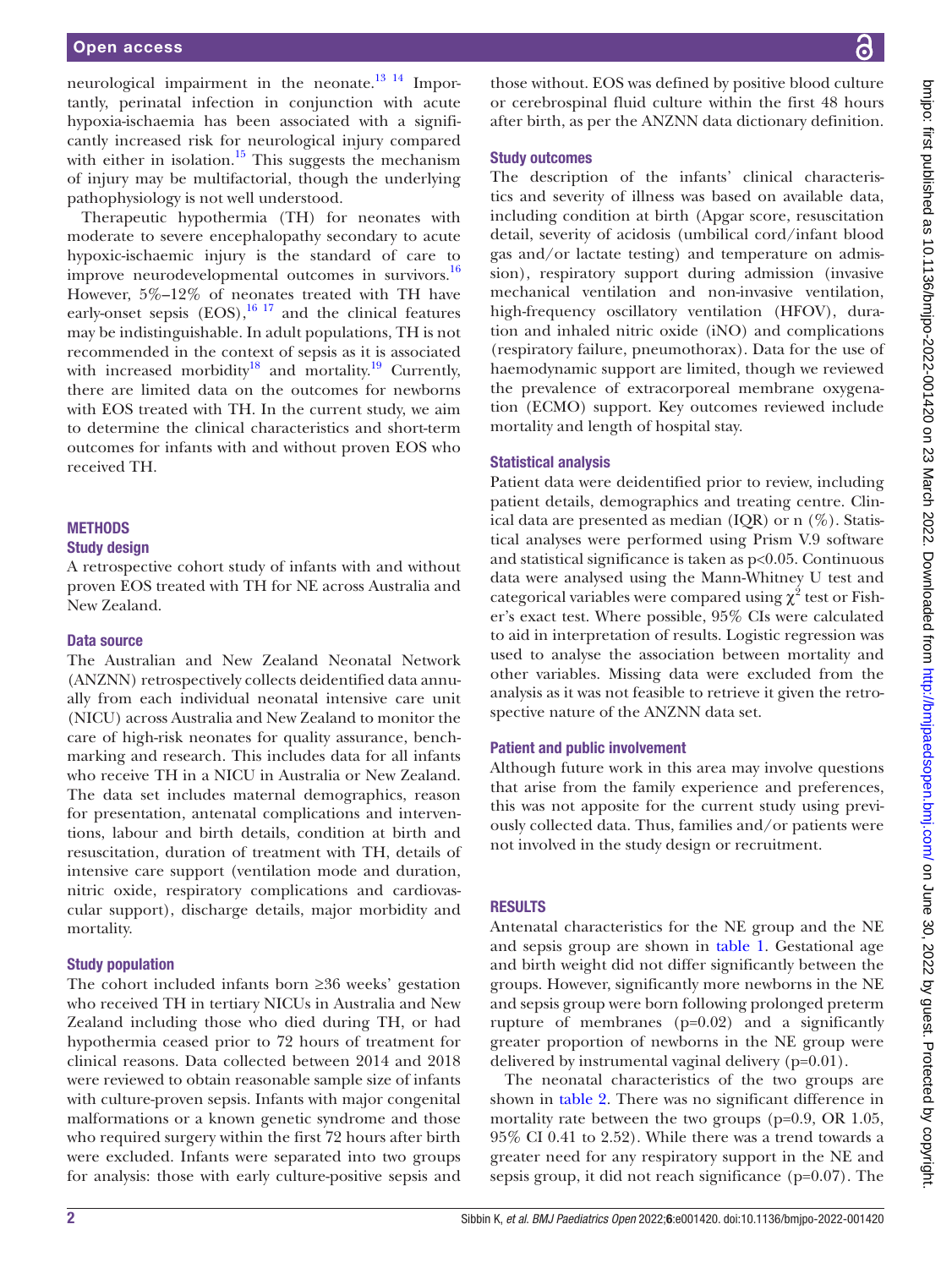neurological impairment in the neonate.[13 14] Importantly, perinatal infection in conjunction with acute hypoxia-ischaemia has been associated with a significantly increased risk for neurological injury compared with either in isolation.[15] This suggests the mechanism of injury may be multifactorial, though the underlying pathophysiology is not well understood.

Therapeutic hypothermia (TH) for neonates with moderate to severe encephalopathy secondary to acute hypoxic-ischaemic injury is the standard of care to improve neurodevelopmental outcomes in survivors.[16] However, 5%–12% of neonates treated with TH have early-onset sepsis (EOS),[16 17] and the clinical features may be indistinguishable. In adult populations, TH is not recommended in the context of sepsis as it is associated with increased morbidity[18] and mortality.[19] Currently, there are limited data on the outcomes for newborns with EOS treated with TH. In the current study, we aim to determine the clinical characteristics and short-term outcomes for infants with and without proven EOS who received TH.

## METHODS

### Study design

A retrospective cohort study of infants with and without proven EOS treated with TH for NE across Australia and New Zealand.

### Data source

The Australian and New Zealand Neonatal Network (ANZNN) retrospectively collects deidentified data annually from each individual neonatal intensive care unit (NICU) across Australia and New Zealand to monitor the care of high-risk neonates for quality assurance, benchmarking and research. This includes data for all infants who receive TH in a NICU in Australia or New Zealand. The data set includes maternal demographics, reason for presentation, antenatal complications and interventions, labour and birth details, condition at birth and resuscitation, duration of treatment with TH, details of intensive care support (ventilation mode and duration, nitric oxide, respiratory complications and cardiovascular support), discharge details, major morbidity and mortality.

### Study population

The cohort included infants born ≥36 weeks' gestation who received TH in tertiary NICUs in Australia and New Zealand including those who died during TH, or had hypothermia ceased prior to 72 hours of treatment for clinical reasons. Data collected between 2014 and 2018 were reviewed to obtain reasonable sample size of infants with culture-proven sepsis. Infants with major congenital malformations or a known genetic syndrome and those who required surgery within the first 72 hours after birth were excluded. Infants were separated into two groups for analysis: those with early culture-positive sepsis and those without. EOS was defined by positive blood culture or cerebrospinal fluid culture within the first 48 hours after birth, as per the ANZNN data dictionary definition.

### Study outcomes

The description of the infants' clinical characteristics and severity of illness was based on available data, including condition at birth (Apgar score, resuscitation detail, severity of acidosis (umbilical cord/infant blood gas and/or lactate testing) and temperature on admission), respiratory support during admission (invasive mechanical ventilation and non-invasive ventilation, high-frequency oscillatory ventilation (HFOV), duration and inhaled nitric oxide (iNO) and complications (respiratory failure, pneumothorax). Data for the use of haemodynamic support are limited, though we reviewed the prevalence of extracorporeal membrane oxygenation (ECMO) support. Key outcomes reviewed include mortality and length of hospital stay.

### Statistical analysis

Patient data were deidentified prior to review, including patient details, demographics and treating centre. Clinical data are presented as median (IQR) or n (%). Statistical analyses were performed using Prism V.9 software and statistical significance is taken as $p<0.05$. Continuous data were analysed using the Mann-Whitney U test and categorical variables were compared using $\chi^2$ test or Fisher's exact test. Where possible, 95% CIs were calculated to aid in interpretation of results. Logistic regression was used to analyse the association between mortality and other variables. Missing data were excluded from the analysis as it was not feasible to retrieve it given the retrospective nature of the ANZNN data set.

### Patient and public involvement

Although future work in this area may involve questions that arise from the family experience and preferences, this was not apposite for the current study using previously collected data. Thus, families and/or patients were not involved in the study design or recruitment.

## RESULTS

Antenatal characteristics for the NE group and the NE and sepsis group are shown in table 1. Gestational age and birth weight did not differ significantly between the groups. However, significantly more newborns in the NE and sepsis group were born following prolonged preterm rupture of membranes ($p=0.02$) and a significantly greater proportion of newborns in the NE group were delivered by instrumental vaginal delivery ($p=0.01$).

The neonatal characteristics of the two groups are shown in table 2. There was no significant difference in mortality rate between the two groups ($p=0.9$, OR 1.05, 95% CI 0.41 to 2.52). While there was a trend towards a greater need for any respiratory support in the NE and sepsis group, it did not reach significance ($p=0.07$). The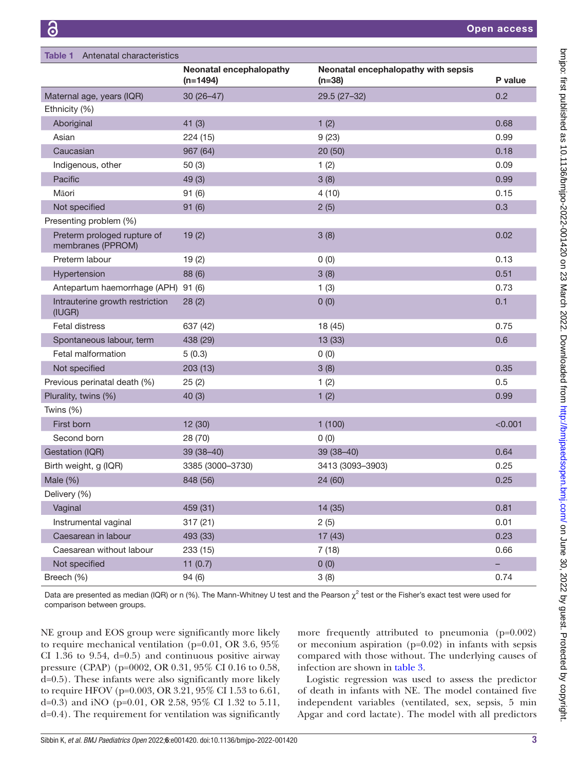**Table 1** Antenatal characteristics

| | Neonatal encephalopathy (n=1494) | Neonatal encephalopathy with sepsis (n=38) | P value |
|---|---|---|---|
| Maternal age, years (IQR) | 30 (26–47) | 29.5 (27–32) | 0.2 |
| Ethnicity (%) | | | |
| Aboriginal | 41 (3) | 1 (2) | 0.68 |
| Asian | 224 (15) | 9 (23) | 0.99 |
| Caucasian | 967 (64) | 20 (50) | 0.18 |
| Indigenous, other | 50 (3) | 1 (2) | 0.09 |
| Pacific | 49 (3) | 3 (8) | 0.99 |
| Māori | 91 (6) | 4 (10) | 0.15 |
| Not specified | 91 (6) | 2 (5) | 0.3 |
| Presenting problem (%) | | | |
| Preterm prologed rupture of membranes (PPROM) | 19 (2) | 3 (8) | 0.02 |
| Preterm labour | 19 (2) | 0 (0) | 0.13 |
| Hypertension | 88 (6) | 3 (8) | 0.51 |
| Antepartum haemorrhage (APH) | 91 (6) | 1 (3) | 0.73 |
| Intrauterine growth restriction (IUGR) | 28 (2) | 0 (0) | 0.1 |
| Fetal distress | 637 (42) | 18 (45) | 0.75 |
| Spontaneous labour, term | 438 (29) | 13 (33) | 0.6 |
| Fetal malformation | 5 (0.3) | 0 (0) | |
| Not specified | 203 (13) | 3 (8) | 0.35 |
| Previous perinatal death (%) | 25 (2) | 1 (2) | 0.5 |
| Plurality, twins (%) | 40 (3) | 1 (2) | 0.99 |
| Twins (%) | | | |
| First born | 12 (30) | 1 (100) | <0.001 |
| Second born | 28 (70) | 0 (0) | |
| Gestation (IQR) | 39 (38–40) | 39 (38–40) | 0.64 |
| Birth weight, g (IQR) | 3385 (3000–3730) | 3413 (3093–3903) | 0.25 |
| Male (%) | 848 (56) | 24 (60) | 0.25 |
| Delivery (%) | | | |
| Vaginal | 459 (31) | 14 (35) | 0.81 |
| Instrumental vaginal | 317 (21) | 2 (5) | 0.01 |
| Caesarean in labour | 493 (33) | 17 (43) | 0.23 |
| Caesarean without labour | 233 (15) | 7 (18) | 0.66 |
| Not specified | 11 (0.7) | 0 (0) | – |
| Breech (%) | 94 (6) | 3 (8) | 0.74 |

Data are presented as median (IQR) or n (%). The Mann-Whitney U test and the Pearson $\chi^2$ test or the Fisher's exact test were used for comparison between groups.

NE group and EOS group were significantly more likely to require mechanical ventilation (p=0.01, OR 3.6, 95% CI 1.36 to 9.54, d=0.5) and continuous positive airway pressure (CPAP) (p=0002, OR 0.31, 95% CI 0.16 to 0.58, d=0.5). These infants were also significantly more likely to require HFOV (p=0.003, OR 3.21, 95% CI 1.53 to 6.61, d=0.3) and iNO (p=0.01, OR 2.58, 95% CI 1.32 to 5.11, d=0.4). The requirement for ventilation was significantly more frequently attributed to pneumonia (p=0.002) or meconium aspiration (p=0.02) in infants with sepsis compared with those without. The underlying causes of infection are shown in table 3.

Logistic regression was used to assess the predictor of death in infants with NE. The model contained five independent variables (ventilated, sex, sepsis, 5 min Apgar and cord lactate). The model with all predictors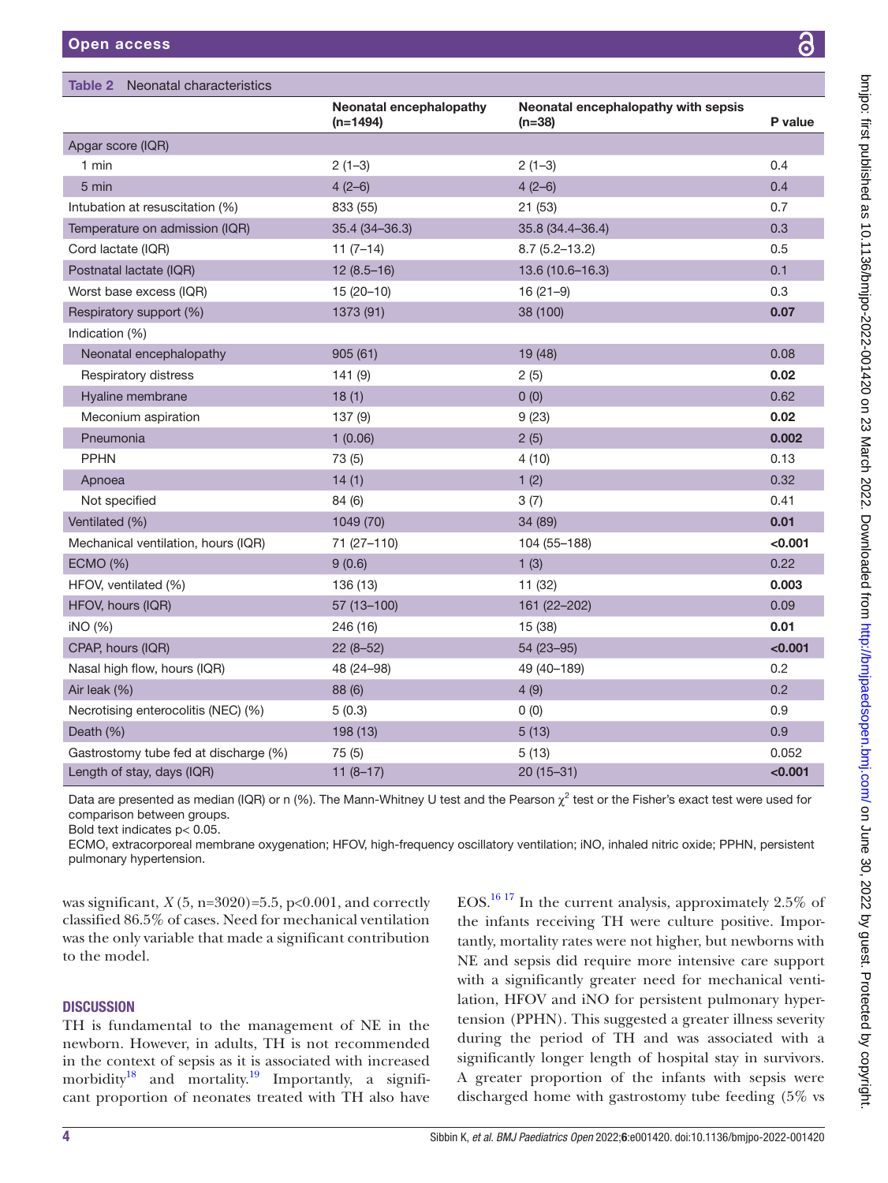**Table 2** Neonatal characteristics

| | Neonatal encephalopathy (n=1494) | Neonatal encephalopathy with sepsis (n=38) | P value |
|---|---|---|---|
| Apgar score (IQR) | | | |
| 1 min | 2 (1–3) | 2 (1–3) | 0.4 |
| 5 min | 4 (2–6) | 4 (2–6) | 0.4 |
| Intubation at resuscitation (%) | 833 (55) | 21 (53) | 0.7 |
| Temperature on admission (IQR) | 35.4 (34–36.3) | 35.8 (34.4–36.4) | 0.3 |
| Cord lactate (IQR) | 11 (7–14) | 8.7 (5.2–13.2) | 0.5 |
| Postnatal lactate (IQR) | 12 (8.5–16) | 13.6 (10.6–16.3) | 0.1 |
| Worst base excess (IQR) | 15 (20–10) | 16 (21–9) | 0.3 |
| Respiratory support (%) | 1373 (91) | 38 (100) | **0.07** |
| Indication (%) | | | |
| Neonatal encephalopathy | 905 (61) | 19 (48) | 0.08 |
| Respiratory distress | 141 (9) | 2 (5) | **0.02** |
| Hyaline membrane | 18 (1) | 0 (0) | 0.62 |
| Meconium aspiration | 137 (9) | 9 (23) | **0.02** |
| Pneumonia | 1 (0.06) | 2 (5) | **0.002** |
| PPHN | 73 (5) | 4 (10) | 0.13 |
| Apnoea | 14 (1) | 1 (2) | 0.32 |
| Not specified | 84 (6) | 3 (7) | 0.41 |
| Ventilated (%) | 1049 (70) | 34 (89) | **0.01** |
| Mechanical ventilation, hours (IQR) | 71 (27–110) | 104 (55–188) | **<0.001** |
| ECMO (%) | 9 (0.6) | 1 (3) | 0.22 |
| HFOV, ventilated (%) | 136 (13) | 11 (32) | **0.003** |
| HFOV, hours (IQR) | 57 (13–100) | 161 (22–202) | 0.09 |
| iNO (%) | 246 (16) | 15 (38) | **0.01** |
| CPAP, hours (IQR) | 22 (8–52) | 54 (23–95) | **<0.001** |
| Nasal high flow, hours (IQR) | 48 (24–98) | 49 (40–189) | 0.2 |
| Air leak (%) | 88 (6) | 4 (9) | 0.2 |
| Necrotising enterocolitis (NEC) (%) | 5 (0.3) | 0 (0) | 0.9 |
| Death (%) | 198 (13) | 5 (13) | 0.9 |
| Gastrostomy tube fed at discharge (%) | 75 (5) | 5 (13) | 0.052 |
| Length of stay, days (IQR) | 11 (8–17) | 20 (15–31) | **<0.001** |

Data are presented as median (IQR) or n (%). The Mann-Whitney U test and the Pearson $\chi^2$ test or the Fisher's exact test were used for comparison between groups.
Bold text indicates p< 0.05.
ECMO, extracorporeal membrane oxygenation; HFOV, high-frequency oscillatory ventilation; iNO, inhaled nitric oxide; PPHN, persistent pulmonary hypertension.

was significant, $X(5, n=3020)=5.5$, $p<0.001$, and correctly classified 86.5% of cases. Need for mechanical ventilation was the only variable that made a significant contribution to the model.

## DISCUSSION

TH is fundamental to the management of NE in the newborn. However, in adults, TH is not recommended in the context of sepsis as it is associated with increased morbidity[18] and mortality.[19] Importantly, a significant proportion of neonates treated with TH also have EOS.[16 17] In the current analysis, approximately 2.5% of the infants receiving TH were culture positive. Importantly, mortality rates were not higher, but newborns with NE and sepsis did require more intensive care support with a significantly greater need for mechanical ventilation, HFOV and iNO for persistent pulmonary hypertension (PPHN). This suggested a greater illness severity during the period of TH and was associated with a significantly longer length of hospital stay in survivors. A greater proportion of the infants with sepsis were discharged home with gastrostomy tube feeding (5% vs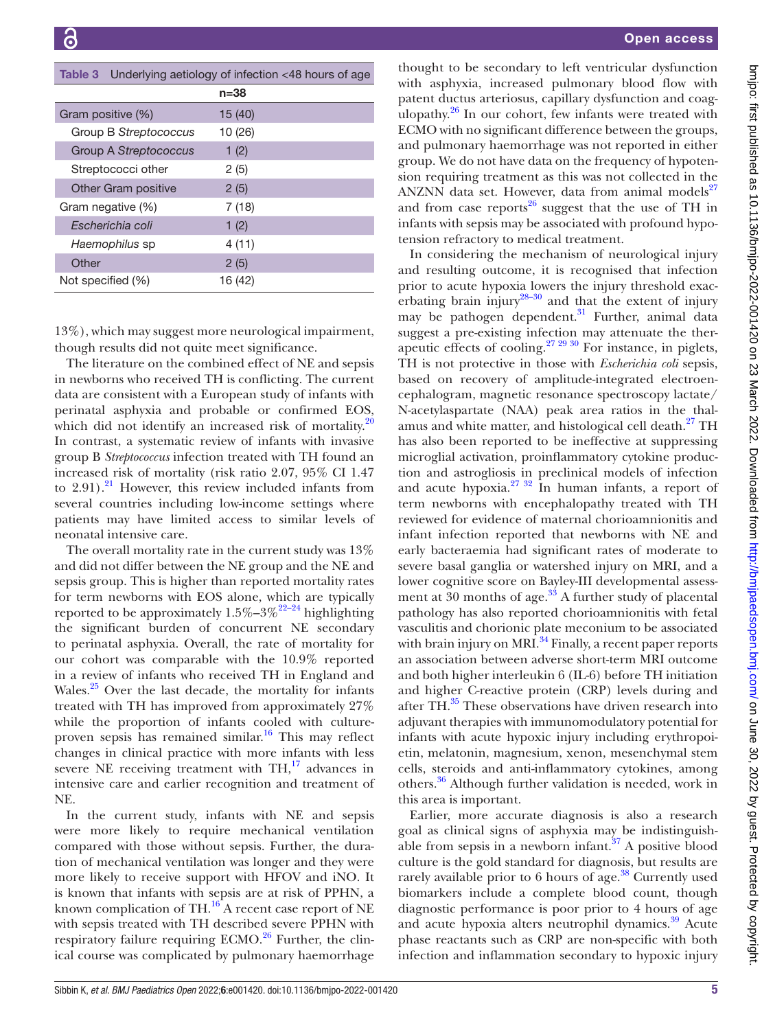Table 3 Underlying aetiology of infection <48 hours of age

| | n=38 |
|---|---|
| Gram positive (%) | 15 (40) |
| Group B *Streptococcus* | 10 (26) |
| Group A *Streptococcus* | 1 (2) |
| Streptococci other | 2 (5) |
| Other Gram positive | 2 (5) |
| Gram negative (%) | 7 (18) |
| *Escherichia coli* | 1 (2) |
| *Haemophilus* sp | 4 (11) |
| Other | 2 (5) |
| Not specified (%) | 16 (42) |

13%), which may suggest more neurological impairment, though results did not quite meet significance.

The literature on the combined effect of NE and sepsis in newborns who received TH is conflicting. The current data are consistent with a European study of infants with perinatal asphyxia and probable or confirmed EOS, which did not identify an increased risk of mortality.[20] In contrast, a systematic review of infants with invasive group B *Streptococcus* infection treated with TH found an increased risk of mortality (risk ratio 2.07, 95% CI 1.47 to 2.91).[21] However, this review included infants from several countries including low-income settings where patients may have limited access to similar levels of neonatal intensive care.

The overall mortality rate in the current study was 13% and did not differ between the NE group and the NE and sepsis group. This is higher than reported mortality rates for term newborns with EOS alone, which are typically reported to be approximately 1.5%–3%[22–24] highlighting the significant burden of concurrent NE secondary to perinatal asphyxia. Overall, the rate of mortality for our cohort was comparable with the 10.9% reported in a review of infants who received TH in England and Wales.[25] Over the last decade, the mortality for infants treated with TH has improved from approximately 27% while the proportion of infants cooled with culture-proven sepsis has remained similar.[16] This may reflect changes in clinical practice with more infants with less severe NE receiving treatment with TH,[17] advances in intensive care and earlier recognition and treatment of NE.

In the current study, infants with NE and sepsis were more likely to require mechanical ventilation compared with those without sepsis. Further, the duration of mechanical ventilation was longer and they were more likely to receive support with HFOV and iNO. It is known that infants with sepsis are at risk of PPHN, a known complication of TH.[16] A recent case report of NE with sepsis treated with TH described severe PPHN with respiratory failure requiring ECMO.[26] Further, the clinical course was complicated by pulmonary haemorrhage thought to be secondary to left ventricular dysfunction with asphyxia, increased pulmonary blood flow with patent ductus arteriosus, capillary dysfunction and coagulopathy.[26] In our cohort, few infants were treated with ECMO with no significant difference between the groups, and pulmonary haemorrhage was not reported in either group. We do not have data on the frequency of hypotension requiring treatment as this was not collected in the ANZNN data set. However, data from animal models[27] and from case reports[26] suggest that the use of TH in infants with sepsis may be associated with profound hypotension refractory to medical treatment.

In considering the mechanism of neurological injury and resulting outcome, it is recognised that infection prior to acute hypoxia lowers the injury threshold exacerbating brain injury[28–30] and that the extent of injury may be pathogen dependent.[31] Further, animal data suggest a pre-existing infection may attenuate the therapeutic effects of cooling.[27,29,30] For instance, in piglets, TH is not protective in those with *Escherichia coli* sepsis, based on recovery of amplitude-integrated electroencephalogram, magnetic resonance spectroscopy lactate/N-acetylaspartate (NAA) peak area ratios in the thalamus and white matter, and histological cell death.[27] TH has also been reported to be ineffective at suppressing microglial activation, proinflammatory cytokine production and astrogliosis in preclinical models of infection and acute hypoxia.[27,32] In human infants, a report of term newborns with encephalopathy treated with TH reviewed for evidence of maternal chorioamnionitis and infant infection reported that newborns with NE and early bacteraemia had significant rates of moderate to severe basal ganglia or watershed injury on MRI, and a lower cognitive score on Bayley-III developmental assessment at 30 months of age.[33] A further study of placental pathology has also reported chorioamnionitis with fetal vasculitis and chorionic plate meconium to be associated with brain injury on MRI.[34] Finally, a recent paper reports an association between adverse short-term MRI outcome and both higher interleukin 6 (IL-6) before TH initiation and higher C-reactive protein (CRP) levels during and after TH.[35] These observations have driven research into adjuvant therapies with immunomodulatory potential for infants with acute hypoxic injury including erythropoietin, melatonin, magnesium, xenon, mesenchymal stem cells, steroids and anti-inflammatory cytokines, among others.[36] Although further validation is needed, work in this area is important.

Earlier, more accurate diagnosis is also a research goal as clinical signs of asphyxia may be indistinguishable from sepsis in a newborn infant.[37] A positive blood culture is the gold standard for diagnosis, but results are rarely available prior to 6 hours of age.[38] Currently used biomarkers include a complete blood count, though diagnostic performance is poor prior to 4 hours of age and acute hypoxia alters neutrophil dynamics.[39] Acute phase reactants such as CRP are non-specific with both infection and inflammation secondary to hypoxic injury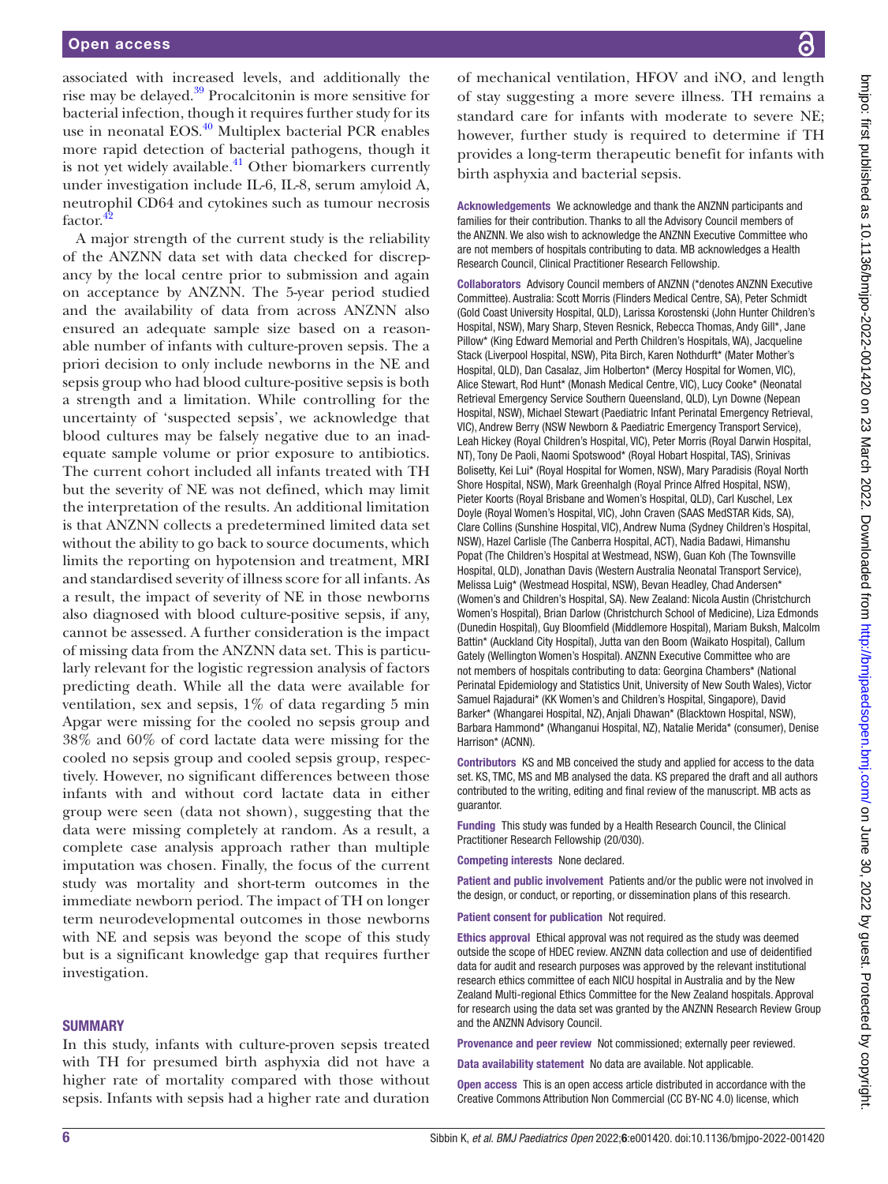associated with increased levels, and additionally the rise may be delayed.[39] Procalcitonin is more sensitive for bacterial infection, though it requires further study for its use in neonatal EOS.[40] Multiplex bacterial PCR enables more rapid detection of bacterial pathogens, though it is not yet widely available.[41] Other biomarkers currently under investigation include IL-6, IL-8, serum amyloid A, neutrophil CD64 and cytokines such as tumour necrosis factor.[42]

A major strength of the current study is the reliability of the ANZNN data set with data checked for discrepancy by the local centre prior to submission and again on acceptance by ANZNN. The 5-year period studied and the availability of data from across ANZNN also ensured an adequate sample size based on a reasonable number of infants with culture-proven sepsis. The a priori decision to only include newborns in the NE and sepsis group who had blood culture-positive sepsis is both a strength and a limitation. While controlling for the uncertainty of 'suspected sepsis', we acknowledge that blood cultures may be falsely negative due to an inadequate sample volume or prior exposure to antibiotics. The current cohort included all infants treated with TH but the severity of NE was not defined, which may limit the interpretation of the results. An additional limitation is that ANZNN collects a predetermined limited data set without the ability to go back to source documents, which limits the reporting on hypotension and treatment, MRI and standardised severity of illness score for all infants. As a result, the impact of severity of NE in those newborns also diagnosed with blood culture-positive sepsis, if any, cannot be assessed. A further consideration is the impact of missing data from the ANZNN data set. This is particularly relevant for the logistic regression analysis of factors predicting death. While all the data were available for ventilation, sex and sepsis, 1% of data regarding 5 min Apgar were missing for the cooled no sepsis group and 38% and 60% of cord lactate data were missing for the cooled no sepsis group and cooled sepsis group, respectively. However, no significant differences between those infants with and without cord lactate data in either group were seen (data not shown), suggesting that the data were missing completely at random. As a result, a complete case analysis approach rather than multiple imputation was chosen. Finally, the focus of the current study was mortality and short-term outcomes in the immediate newborn period. The impact of TH on longer term neurodevelopmental outcomes in those newborns with NE and sepsis was beyond the scope of this study but is a significant knowledge gap that requires further investigation.

## SUMMARY

In this study, infants with culture-proven sepsis treated with TH for presumed birth asphyxia did not have a higher rate of mortality compared with those without sepsis. Infants with sepsis had a higher rate and duration of mechanical ventilation, HFOV and iNO, and length of stay suggesting a more severe illness. TH remains a standard care for infants with moderate to severe NE; however, further study is required to determine if TH provides a long-term therapeutic benefit for infants with birth asphyxia and bacterial sepsis.

**Acknowledgements** We acknowledge and thank the ANZNN participants and families for their contribution. Thanks to all the Advisory Council members of the ANZNN. We also wish to acknowledge the ANZNN Executive Committee who are not members of hospitals contributing to data. MB acknowledges a Health Research Council, Clinical Practitioner Research Fellowship.

**Collaborators** Advisory Council members of ANZNN (*denotes ANZNN Executive Committee). Australia: Scott Morris (Flinders Medical Centre, SA), Peter Schmidt (Gold Coast University Hospital, QLD), Larissa Korostenski (John Hunter Children's Hospital, NSW), Mary Sharp, Steven Resnick, Rebecca Thomas, Andy Gill*, Jane Pillow* (King Edward Memorial and Perth Children's Hospitals, WA), Jacqueline Stack (Liverpool Hospital, NSW), Pita Birch, Karen Nothdurft* (Mater Mother's Hospital, QLD), Dan Casalaz, Jim Holberton* (Mercy Hospital for Women, VIC), Alice Stewart, Rod Hunt* (Monash Medical Centre, VIC), Lucy Cooke* (Neonatal Retrieval Emergency Service Southern Queensland, QLD), Lyn Downe (Nepean Hospital, NSW), Michael Stewart (Paediatric Infant Perinatal Emergency Retrieval, VIC), Andrew Berry (NSW Newborn & Paediatric Emergency Transport Service), Leah Hickey (Royal Children's Hospital, VIC), Peter Morris (Royal Darwin Hospital, NT), Tony De Paoli, Naomi Spotswood* (Royal Hobart Hospital, TAS), Srinivas Bolisetty, Kei Lui* (Royal Hospital for Women, NSW), Mary Paradisis (Royal North Shore Hospital, NSW), Mark Greenhalgh (Royal Prince Alfred Hospital, NSW), Pieter Koorts (Royal Brisbane and Women's Hospital, QLD), Carl Kuschel, Lex Doyle (Royal Women's Hospital, VIC), John Craven (SAAS MedSTAR Kids, SA), Clare Collins (Sunshine Hospital, VIC), Andrew Numa (Sydney Children's Hospital, NSW), Hazel Carlisle (The Canberra Hospital, ACT), Nadia Badawi, Himanshu Popat (The Children's Hospital at Westmead, NSW), Guan Koh (The Townsville Hospital, QLD), Jonathan Davis (Western Australia Neonatal Transport Service), Melissa Luig* (Westmead Hospital, NSW), Bevan Headley, Chad Andersen* (Women's and Children's Hospital, SA). New Zealand: Nicola Austin (Christchurch Women's Hospital), Brian Darlow (Christchurch School of Medicine), Liza Edmonds (Dunedin Hospital), Guy Bloomfield (Middlemore Hospital), Mariam Buksh, Malcolm Battin* (Auckland City Hospital), Jutta van den Boom (Waikato Hospital), Callum Gately (Wellington Women's Hospital). ANZNN Executive Committee who are not members of hospitals contributing to data: Georgina Chambers* (National Perinatal Epidemiology and Statistics Unit, University of New South Wales), Victor Samuel Rajadurai* (KK Women's and Children's Hospital, Singapore), David Barker* (Whangarei Hospital, NZ), Anjali Dhawan* (Blacktown Hospital, NSW), Barbara Hammond* (Whanganui Hospital, NZ), Natalie Merida* (consumer), Denise Harrison* (ACNN).

**Contributors** KS and MB conceived the study and applied for access to the data set. KS, TMC, MS and MB analysed the data. KS prepared the draft and all authors contributed to the writing, editing and final review of the manuscript. MB acts as guarantor.

**Funding** This study was funded by a Health Research Council, the Clinical Practitioner Research Fellowship (20/030).

**Competing interests** None declared.

**Patient and public involvement** Patients and/or the public were not involved in the design, or conduct, or reporting, or dissemination plans of this research.

**Patient consent for publication** Not required.

**Ethics approval** Ethical approval was not required as the study was deemed outside the scope of HDEC review. ANZNN data collection and use of deidentified data for audit and research purposes was approved by the relevant institutional research ethics committee of each NICU hospital in Australia and by the New Zealand Multi-regional Ethics Committee for the New Zealand hospitals. Approval for research using the data set was granted by the ANZNN Research Review Group and the ANZNN Advisory Council.

**Provenance and peer review** Not commissioned; externally peer reviewed.

**Data availability statement** No data are available. Not applicable.

**Open access** This is an open access article distributed in accordance with the Creative Commons Attribution Non Commercial (CC BY-NC 4.0) license, which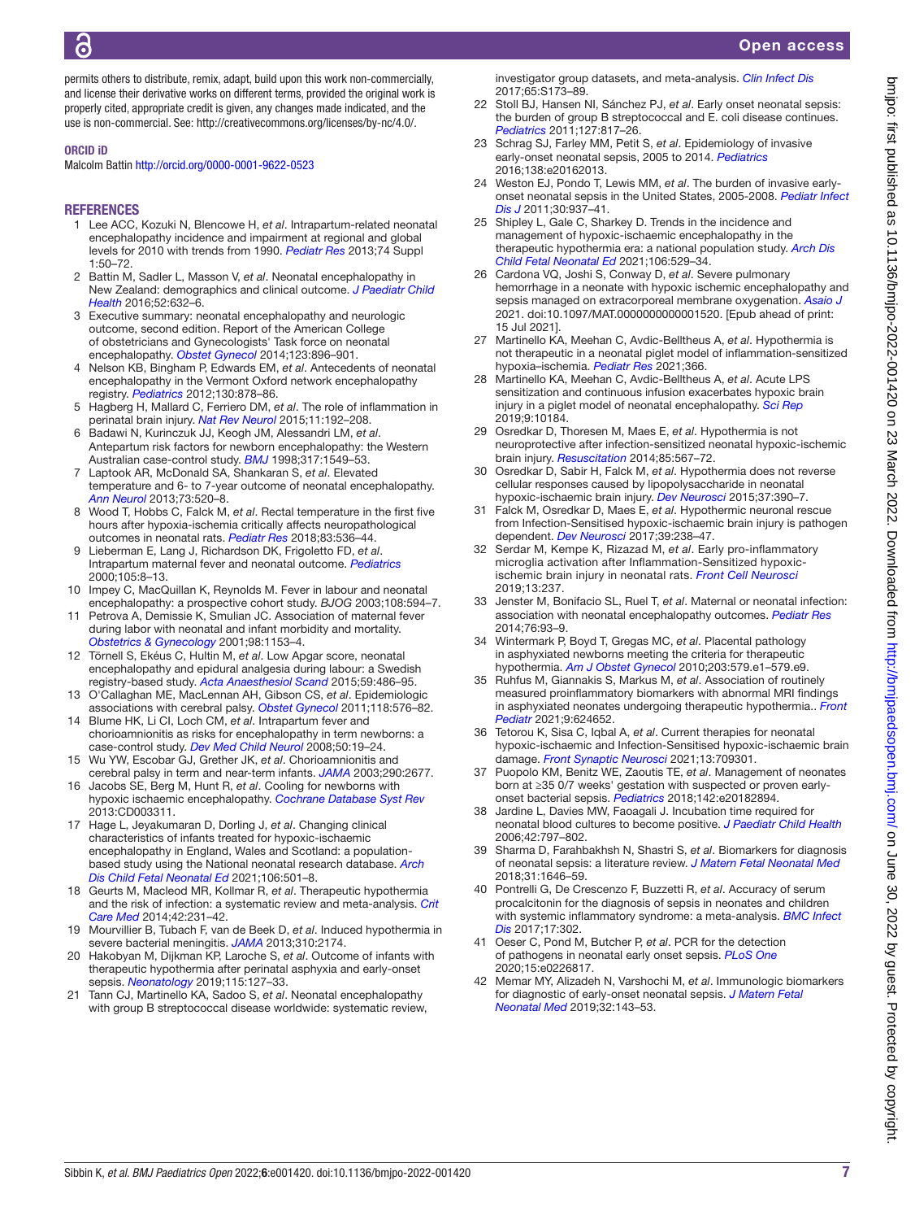permits others to distribute, remix, adapt, build upon this work non-commercially, and license their derivative works on different terms, provided the original work is properly cited, appropriate credit is given, any changes made indicated, and the use is non-commercial. See: http://creativecommons.org/licenses/by-nc/4.0/.

### ORCID iD

Malcolm Battin http://orcid.org/0000-0001-9622-0523

## REFERENCES

1. Lee ACC, Kozuki N, Blencowe H, *et al*. Intrapartum-related neonatal encephalopathy incidence and impairment at regional and global levels for 2010 with trends from 1990. *Pediatr Res* 2013;74 Suppl 1:50–72.
2. Battin M, Sadler L, Masson V, *et al*. Neonatal encephalopathy in New Zealand: demographics and clinical outcome. *J Paediatr Child Health* 2016;52:632–6.
3. Executive summary: neonatal encephalopathy and neurologic outcome, second edition. Report of the American College of obstetricians and Gynecologists' Task force on neonatal encephalopathy. *Obstet Gynecol* 2014;123:896–901.
4. Nelson KB, Bingham P, Edwards EM, *et al*. Antecedents of neonatal encephalopathy in the Vermont Oxford network encephalopathy registry. *Pediatrics* 2012;130:878–86.
5. Hagberg H, Mallard C, Ferriero DM, *et al*. The role of inflammation in perinatal brain injury. *Nat Rev Neurol* 2015;11:192–208.
6. Badawi N, Kurinczuk JJ, Keogh JM, Alessandri LM, *et al*. Antepartum risk factors for newborn encephalopathy: the Western Australian case-control study. *BMJ* 1998;317:1549–53.
7. Laptook AR, McDonald SA, Shankaran S, *et al*. Elevated temperature and 6- to 7-year outcome of neonatal encephalopathy. *Ann Neurol* 2013;73:520–8.
8. Wood T, Hobbs C, Falck M, *et al*. Rectal temperature in the first five hours after hypoxia-ischemia critically affects neuropathological outcomes in neonatal rats. *Pediatr Res* 2018;83:536–44.
9. Lieberman E, Lang J, Richardson DK, Frigoletto FD, *et al*. Intrapartum maternal fever and neonatal outcome. *Pediatrics* 2000;105:8–13.
10. Impey C, MacQuillan K, Reynolds M. Fever in labour and neonatal encephalopathy: a prospective cohort study. *BJOG* 2003;108:594–7.
11. Petrova A, Demissie K, Smulian JC. Association of maternal fever during labor with neonatal and infant morbidity and mortality. *Obstetrics & Gynecology* 2001;98:1153–4.
12. Törnell S, Ekéus C, Hultin M, *et al*. Low Apgar score, neonatal encephalopathy and epidural analgesia during labour: a Swedish registry-based study. *Acta Anaesthesiol Scand* 2015;59:486–95.
13. O'Callaghan ME, MacLennan AH, Gibson CS, *et al*. Epidemiologic associations with cerebral palsy. *Obstet Gynecol* 2011;118:576–82.
14. Blume HK, Li CI, Loch CM, *et al*. Intrapartum fever and chorioamnionitis as risks for encephalopathy in term newborns: a case-control study. *Dev Med Child Neurol* 2008;50:19–24.
15. Wu YW, Escobar GJ, Grether JK, *et al*. Chorioamnionitis and cerebral palsy in term and near-term infants. *JAMA* 2003;290:2677.
16. Jacobs SE, Berg M, Hunt R, *et al*. Cooling for newborns with hypoxic ischaemic encephalopathy. *Cochrane Database Syst Rev* 2013:CD003311.
17. Hage L, Jeyakumaran D, Dorling J, *et al*. Changing clinical characteristics of infants treated for hypoxic-ischaemic encephalopathy in England, Wales and Scotland: a population-based study using the National neonatal research database. *Arch Dis Child Fetal Neonatal Ed* 2021;106:501–8.
18. Geurts M, Macleod MR, Kollmar R, *et al*. Therapeutic hypothermia and the risk of infection: a systematic review and meta-analysis. *Crit Care Med* 2014;42:231–42.
19. Mourvillier B, Tubach F, van de Beek D, *et al*. Induced hypothermia in severe bacterial meningitis. *JAMA* 2013;310:2174.
20. Hakobyan M, Dijkman KP, Laroche S, *et al*. Outcome of infants with therapeutic hypothermia after perinatal asphyxia and early-onset sepsis. *Neonatology* 2019;115:127–33.
21. Tann CJ, Martinello KA, Sadoo S, *et al*. Neonatal encephalopathy with group B streptococcal disease worldwide: systematic review, investigator group datasets, and meta-analysis. *Clin Infect Dis* 2017;65:S173–89.
22. Stoll BJ, Hansen NI, Sánchez PJ, *et al*. Early onset neonatal sepsis: the burden of group B streptococcal and E. coli disease continues. *Pediatrics* 2011;127:817–26.
23. Schrag SJ, Farley MM, Petit S, *et al*. Epidemiology of invasive early-onset neonatal sepsis, 2005 to 2014. *Pediatrics* 2016;138:e20162013.
24. Weston EJ, Pondo T, Lewis MM, *et al*. The burden of invasive early-onset neonatal sepsis in the United States, 2005-2008. *Pediatr Infect Dis J* 2011;30:937–41.
25. Shipley L, Gale C, Sharkey D. Trends in the incidence and management of hypoxic-ischaemic encephalopathy in the therapeutic hypothermia era: a national population study. *Arch Dis Child Fetal Neonatal Ed* 2021;106:529–34.
26. Cardona VQ, Joshi S, Conway D, *et al*. Severe pulmonary hemorrhage in a neonate with hypoxic ischemic encephalopathy and sepsis managed on extracorporeal membrane oxygenation. *Asaio J* 2021. doi:10.1097/MAT.0000000000001520. [Epub ahead of print: 15 Jul 2021].
27. Martinello KA, Meehan C, Avdic-Belltheus A, *et al*. Hypothermia is not therapeutic in a neonatal piglet model of inflammation-sensitized hypoxia–ischemia. *Pediatr Res* 2021;366.
28. Martinello KA, Meehan C, Avdic-Belltheus A, *et al*. Acute LPS sensitization and continuous infusion exacerbates hypoxic brain injury in a piglet model of neonatal encephalopathy. *Sci Rep* 2019;9:10184.
29. Osredkar D, Thoresen M, Maes E, *et al*. Hypothermia is not neuroprotective after infection-sensitized neonatal hypoxic-ischemic brain injury. *Resuscitation* 2014;85:567–72.
30. Osredkar D, Sabir H, Falck M, *et al*. Hypothermia does not reverse cellular responses caused by lipopolysaccharide in neonatal hypoxic-ischaemic brain injury. *Dev Neurosci* 2015;37:390–7.
31. Falck M, Osredkar D, Maes E, *et al*. Hypothermic neuronal rescue from Infection-Sensitised hypoxic-ischaemic brain injury is pathogen dependent. *Dev Neurosci* 2017;39:238–47.
32. Serdar M, Kempe K, Rizazad M, *et al*. Early pro-inflammatory microglia activation after Inflammation-Sensitized hypoxic-ischemic brain injury in neonatal rats. *Front Cell Neurosci* 2019;13:237.
33. Jenster M, Bonifacio SL, Ruel T, *et al*. Maternal or neonatal infection: association with neonatal encephalopathy outcomes. *Pediatr Res* 2014;76:93–9.
34. Wintermark P, Boyd T, Gregas MC, *et al*. Placental pathology in asphyxiated newborns meeting the criteria for therapeutic hypothermia. *Am J Obstet Gynecol* 2010;203:579.e1–579.e9.
35. Ruhfus M, Giannakis S, Markus M, *et al*. Association of routinely measured proinflammatory biomarkers with abnormal MRI findings in asphyxiated neonates undergoing therapeutic hypothermia.. *Front Pediatr* 2021;9:624652.
36. Tetorou K, Sisa C, Iqbal A, *et al*. Current therapies for neonatal hypoxic-ischaemic and Infection-Sensitised hypoxic-ischaemic brain damage. *Front Synaptic Neurosci* 2021;13:709301.
37. Puopolo KM, Benitz WE, Zaoutis TE, *et al*. Management of neonates born at ≥35 0/7 weeks' gestation with suspected or proven early-onset bacterial sepsis. *Pediatrics* 2018;142:e20182894.
38. Jardine L, Davies MW, Faoagali J. Incubation time required for neonatal blood cultures to become positive. *J Paediatr Child Health* 2006;42:797–802.
39. Sharma D, Farahbakhsh N, Shastri S, *et al*. Biomarkers for diagnosis of neonatal sepsis: a literature review. *J Matern Fetal Neonatal Med* 2018;31:1646–59.
40. Pontrelli G, De Crescenzo F, Buzzetti R, *et al*. Accuracy of serum procalcitonin for the diagnosis of sepsis in neonates and children with systemic inflammatory syndrome: a meta-analysis. *BMC Infect Dis* 2017;17:302.
41. Oeser C, Pond M, Butcher P, *et al*. PCR for the detection of pathogens in neonatal early onset sepsis. *PLoS One* 2020;15:e0226817.
42. Memar MY, Alizadeh N, Varshochi M, *et al*. Immunologic biomarkers for diagnostic of early-onset neonatal sepsis. *J Matern Fetal Neonatal Med* 2019;32:143–53.